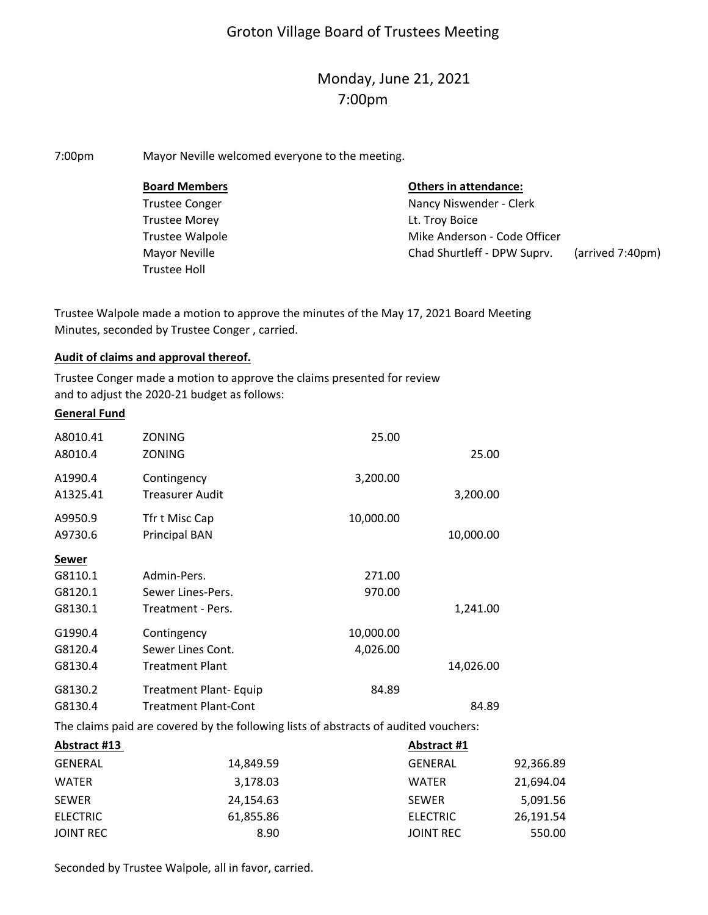# Groton Village Board of Trustees Meeting

## Monday, June 21, 2021
## 7:00pm

7:00pm Mayor Neville welcomed everyone to the meeting.

| **Board Members** | **Others in attendance:** | |
|---|---|---|
| Trustee Conger | Nancy Niswender - Clerk | |
| Trustee Morey | Lt. Troy Boice | |
| Trustee Walpole | Mike Anderson - Code Officer | |
| Mayor Neville | Chad Shurtleff - DPW Suprv. | (arrived 7:40pm) |
| Trustee Holl | | |

Trustee Walpole made a motion to approve the minutes of the May 17, 2021 Board Meeting Minutes, seconded by Trustee Conger , carried.

**Audit of claims and approval thereof.**

Trustee Conger made a motion to approve the claims presented for review and to adjust the 2020-21 budget as follows:

| | | | |
|---|---|---|---|
| **General Fund** | | | |
| A8010.41 | ZONING | 25.00 | |
| A8010.4 | ZONING | | 25.00 |
| A1990.4 | Contingency | 3,200.00 | |
| A1325.41 | Treasurer Audit | | 3,200.00 |
| A9950.9 | Tfr t Misc Cap | 10,000.00 | |
| A9730.6 | Principal BAN | | 10,000.00 |
| **Sewer** | | | |
| G8110.1 | Admin-Pers. | 271.00 | |
| G8120.1 | Sewer Lines-Pers. | 970.00 | |
| G8130.1 | Treatment - Pers. | | 1,241.00 |
| G1990.4 | Contingency | 10,000.00 | |
| G8120.4 | Sewer Lines Cont. | 4,026.00 | |
| G8130.4 | Treatment Plant | | 14,026.00 |
| G8130.2 | Treatment Plant- Equip | 84.89 | |
| G8130.4 | Treatment Plant-Cont | | 84.89 |

The claims paid are covered by the following lists of abstracts of audited vouchers:

| **Abstract #13** | | **Abstract #1** | |
|---|---|---|---|
| GENERAL | 14,849.59 | GENERAL | 92,366.89 |
| WATER | 3,178.03 | WATER | 21,694.04 |
| SEWER | 24,154.63 | SEWER | 5,091.56 |
| ELECTRIC | 61,855.86 | ELECTRIC | 26,191.54 |
| JOINT REC | 8.90 | JOINT REC | 550.00 |

Seconded by Trustee Walpole, all in favor, carried.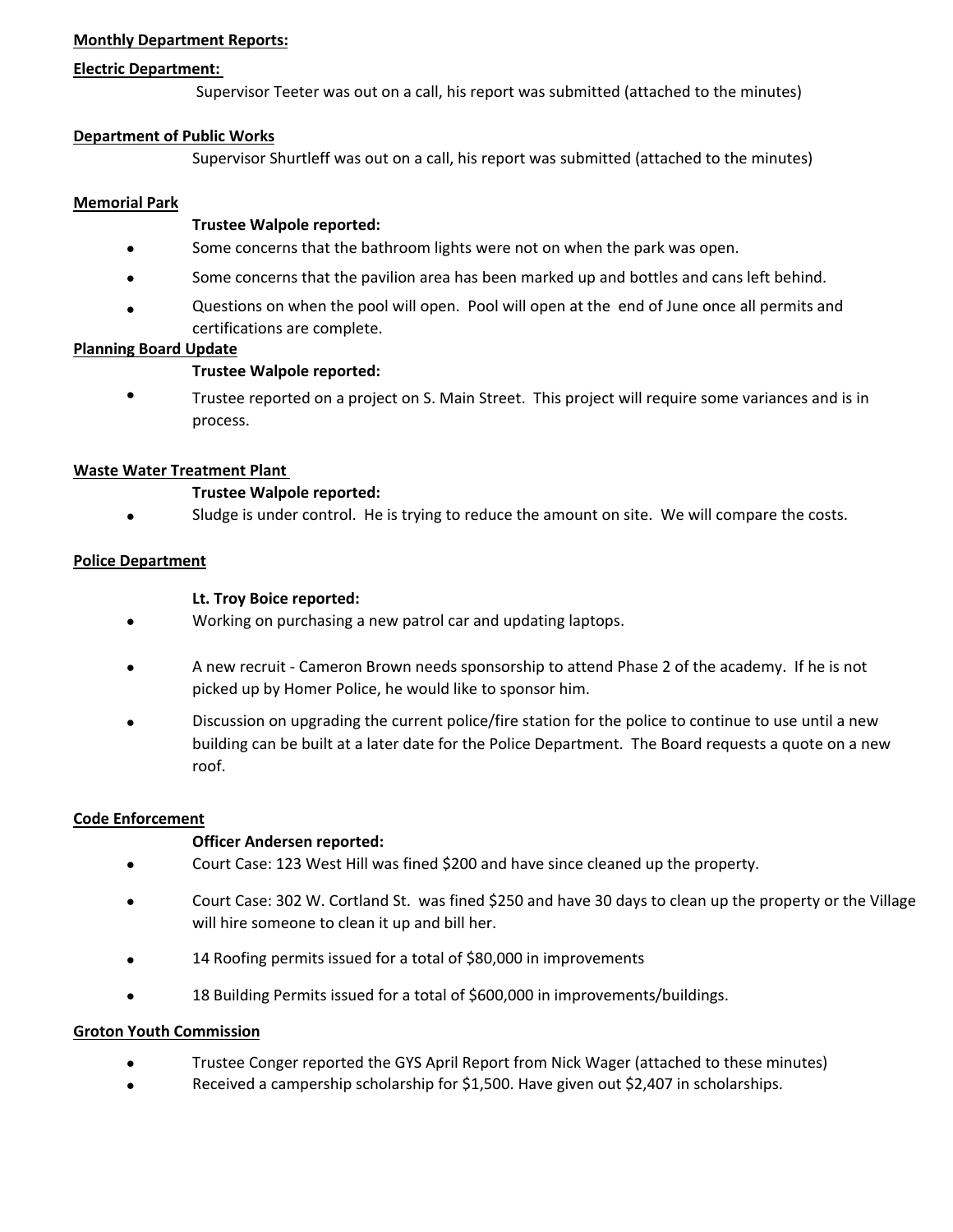**Monthly Department Reports:**

**Electric Department:**

Supervisor Teeter was out on a call, his report was submitted (attached to the minutes)

**Department of Public Works**

Supervisor Shurtleff was out on a call, his report was submitted (attached to the minutes)

**Memorial Park**

**Trustee Walpole reported:**

- Some concerns that the bathroom lights were not on when the park was open.
- Some concerns that the pavilion area has been marked up and bottles and cans left behind.
- Questions on when the pool will open. Pool will open at the end of June once all permits and certifications are complete.

**Planning Board Update**

**Trustee Walpole reported:**

- Trustee reported on a project on S. Main Street. This project will require some variances and is in process.

**Waste Water Treatment Plant**

**Trustee Walpole reported:**

- Sludge is under control. He is trying to reduce the amount on site. We will compare the costs.

**Police Department**

**Lt. Troy Boice reported:**

- Working on purchasing a new patrol car and updating laptops.
- A new recruit - Cameron Brown needs sponsorship to attend Phase 2 of the academy. If he is not picked up by Homer Police, he would like to sponsor him.
- Discussion on upgrading the current police/fire station for the police to continue to use until a new building can be built at a later date for the Police Department. The Board requests a quote on a new roof.

**Code Enforcement**

**Officer Andersen reported:**

- Court Case: 123 West Hill was fined $200 and have since cleaned up the property.
- Court Case: 302 W. Cortland St. was fined $250 and have 30 days to clean up the property or the Village will hire someone to clean it up and bill her.
- 14 Roofing permits issued for a total of $80,000 in improvements
- 18 Building Permits issued for a total of $600,000 in improvements/buildings.

**Groton Youth Commission**

- Trustee Conger reported the GYS April Report from Nick Wager (attached to these minutes)
- Received a campership scholarship for $1,500. Have given out $2,407 in scholarships.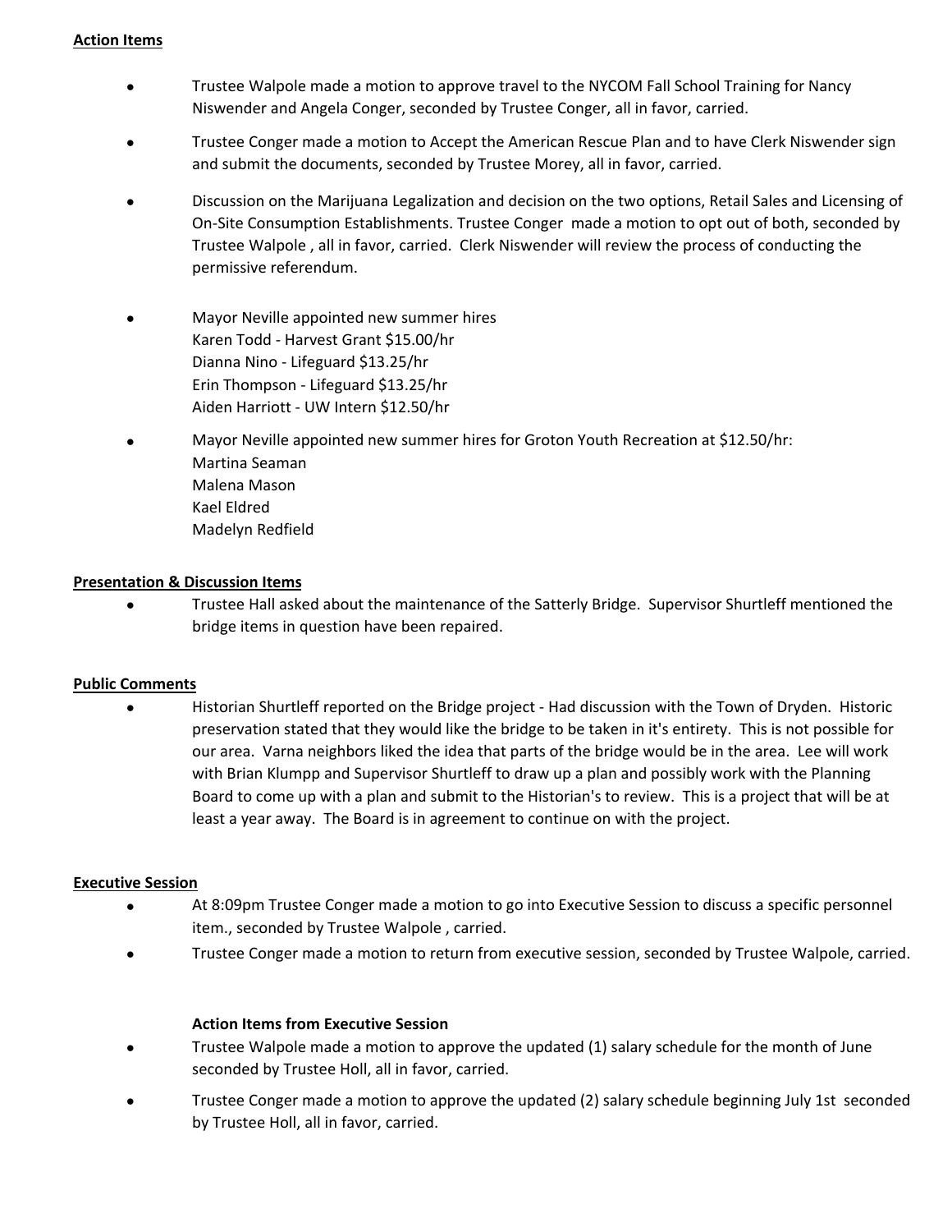**Action Items**

- Trustee Walpole made a motion to approve travel to the NYCOM Fall School Training for Nancy Niswender and Angela Conger, seconded by Trustee Conger, all in favor, carried.
- Trustee Conger made a motion to Accept the American Rescue Plan and to have Clerk Niswender sign and submit the documents, seconded by Trustee Morey, all in favor, carried.
- Discussion on the Marijuana Legalization and decision on the two options, Retail Sales and Licensing of On-Site Consumption Establishments. Trustee Conger made a motion to opt out of both, seconded by Trustee Walpole , all in favor, carried. Clerk Niswender will review the process of conducting the permissive referendum.
- Mayor Neville appointed new summer hires  
  Karen Todd - Harvest Grant $15.00/hr  
  Dianna Nino - Lifeguard $13.25/hr  
  Erin Thompson - Lifeguard $13.25/hr  
  Aiden Harriott - UW Intern $12.50/hr
- Mayor Neville appointed new summer hires for Groton Youth Recreation at $12.50/hr:  
  Martina Seaman  
  Malena Mason  
  Kael Eldred  
  Madelyn Redfield

**Presentation & Discussion Items**

- Trustee Hall asked about the maintenance of the Satterly Bridge. Supervisor Shurtleff mentioned the bridge items in question have been repaired.

**Public Comments**

- Historian Shurtleff reported on the Bridge project - Had discussion with the Town of Dryden. Historic preservation stated that they would like the bridge to be taken in it's entirety. This is not possible for our area. Varna neighbors liked the idea that parts of the bridge would be in the area. Lee will work with Brian Klumpp and Supervisor Shurtleff to draw up a plan and possibly work with the Planning Board to come up with a plan and submit to the Historian's to review. This is a project that will be at least a year away. The Board is in agreement to continue on with the project.

**Executive Session**

- At 8:09pm Trustee Conger made a motion to go into Executive Session to discuss a specific personnel item., seconded by Trustee Walpole , carried.
- Trustee Conger made a motion to return from executive session, seconded by Trustee Walpole, carried.

**Action Items from Executive Session**

- Trustee Walpole made a motion to approve the updated (1) salary schedule for the month of June seconded by Trustee Holl, all in favor, carried.
- Trustee Conger made a motion to approve the updated (2) salary schedule beginning July 1st seconded by Trustee Holl, all in favor, carried.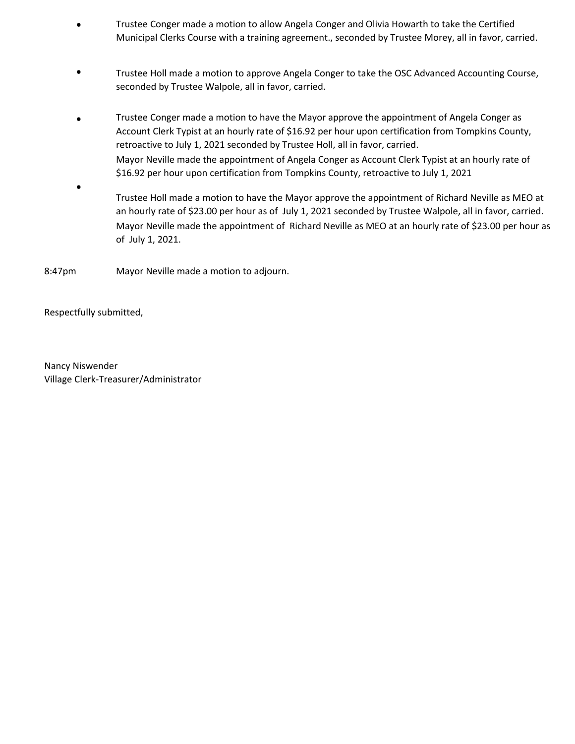- Trustee Conger made a motion to allow Angela Conger and Olivia Howarth to take the Certified Municipal Clerks Course with a training agreement., seconded by Trustee Morey, all in favor, carried.

- Trustee Holl made a motion to approve Angela Conger to take the OSC Advanced Accounting Course, seconded by Trustee Walpole, all in favor, carried.

- Trustee Conger made a motion to have the Mayor approve the appointment of Angela Conger as Account Clerk Typist at an hourly rate of $16.92 per hour upon certification from Tompkins County, retroactive to July 1, 2021 seconded by Trustee Holl, all in favor, carried.
  Mayor Neville made the appointment of Angela Conger as Account Clerk Typist at an hourly rate of $16.92 per hour upon certification from Tompkins County, retroactive to July 1, 2021

- Trustee Holl made a motion to have the Mayor approve the appointment of Richard Neville as MEO at an hourly rate of $23.00 per hour as of July 1, 2021 seconded by Trustee Walpole, all in favor, carried.
  Mayor Neville made the appointment of Richard Neville as MEO at an hourly rate of $23.00 per hour as of July 1, 2021.

8:47pm Mayor Neville made a motion to adjourn.

Respectfully submitted,

Nancy Niswender
Village Clerk-Treasurer/Administrator